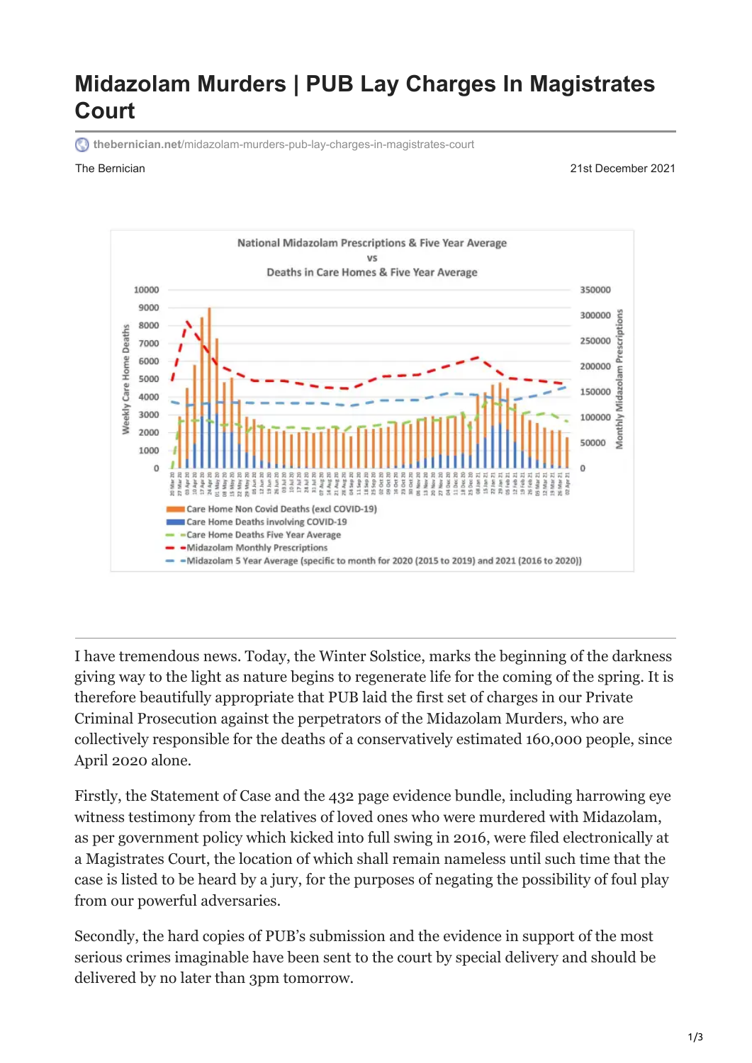# Midazolam Murders | PUB Lay Charges In Magistrates Court

thebernician.net/midazolam-murders-pub-lay-charges-in-magistrates-court

The Bernician

21st December 2021

National Midazolam Prescriptions & Five Year Average vs Deaths in Care Homes & Five Year Average

- Care Home Non Covid Deaths (excl COVID-19)
- Care Home Deaths involving COVID-19
- Care Home Deaths Five Year Average
- Midazolam Monthly Prescriptions
- Midazolam 5 Year Average (specific to month for 2020 (2015 to 2019) and 2021 (2016 to 2020))

I have tremendous news. Today, the Winter Solstice, marks the beginning of the darkness giving way to the light as nature begins to regenerate life for the coming of the spring. It is therefore beautifully appropriate that PUB laid the first set of charges in our Private Criminal Prosecution against the perpetrators of the Midazolam Murders, who are collectively responsible for the deaths of a conservatively estimated 160,000 people, since April 2020 alone.

Firstly, the Statement of Case and the 432 page evidence bundle, including harrowing eye witness testimony from the relatives of loved ones who were murdered with Midazolam, as per government policy which kicked into full swing in 2016, were filed electronically at a Magistrates Court, the location of which shall remain nameless until such time that the case is listed to be heard by a jury, for the purposes of negating the possibility of foul play from our powerful adversaries.

Secondly, the hard copies of PUB's submission and the evidence in support of the most serious crimes imaginable have been sent to the court by special delivery and should be delivered by no later than 3pm tomorrow.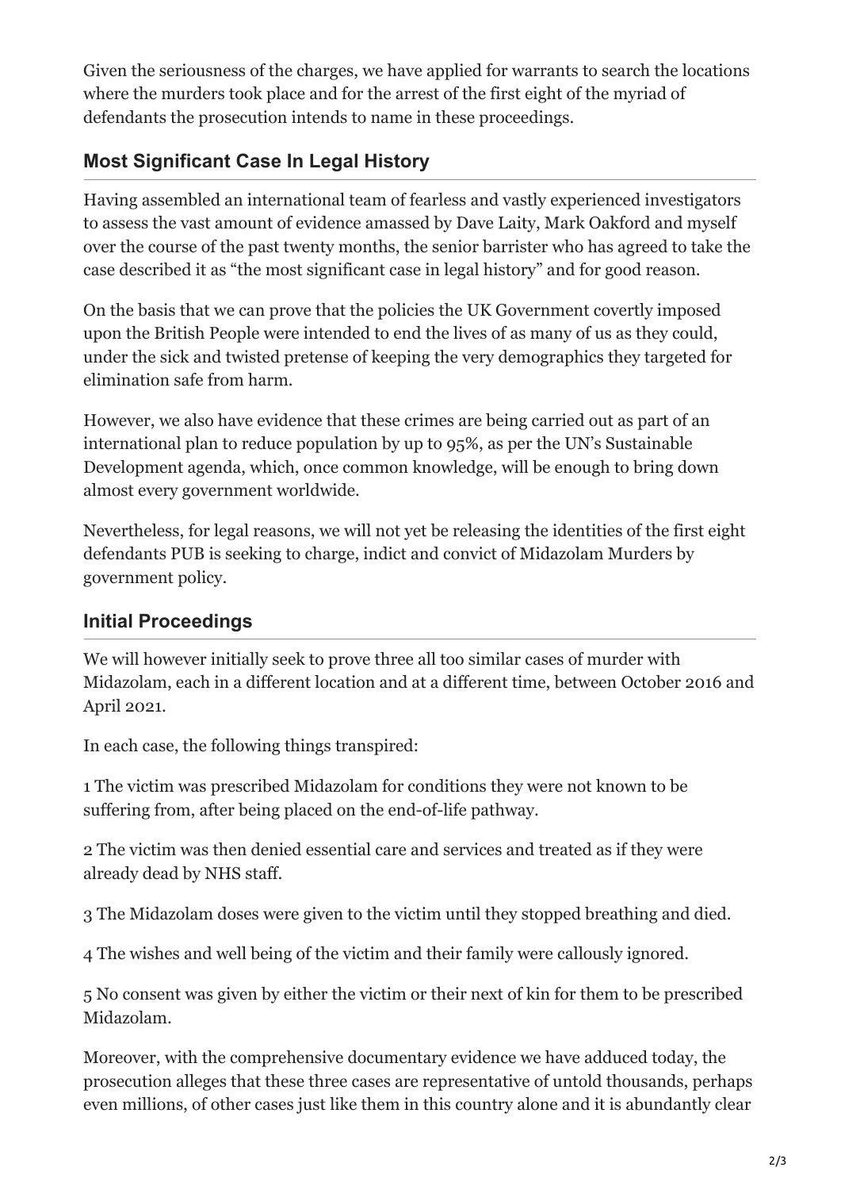Given the seriousness of the charges, we have applied for warrants to search the locations where the murders took place and for the arrest of the first eight of the myriad of defendants the prosecution intends to name in these proceedings.

## Most Significant Case In Legal History

Having assembled an international team of fearless and vastly experienced investigators to assess the vast amount of evidence amassed by Dave Laity, Mark Oakford and myself over the course of the past twenty months, the senior barrister who has agreed to take the case described it as "the most significant case in legal history" and for good reason.

On the basis that we can prove that the policies the UK Government covertly imposed upon the British People were intended to end the lives of as many of us as they could, under the sick and twisted pretense of keeping the very demographics they targeted for elimination safe from harm.

However, we also have evidence that these crimes are being carried out as part of an international plan to reduce population by up to 95%, as per the UN's Sustainable Development agenda, which, once common knowledge, will be enough to bring down almost every government worldwide.

Nevertheless, for legal reasons, we will not yet be releasing the identities of the first eight defendants PUB is seeking to charge, indict and convict of Midazolam Murders by government policy.

## Initial Proceedings

We will however initially seek to prove three all too similar cases of murder with Midazolam, each in a different location and at a different time, between October 2016 and April 2021.

In each case, the following things transpired:

1 The victim was prescribed Midazolam for conditions they were not known to be suffering from, after being placed on the end-of-life pathway.

2 The victim was then denied essential care and services and treated as if they were already dead by NHS staff.

3 The Midazolam doses were given to the victim until they stopped breathing and died.

4 The wishes and well being of the victim and their family were callously ignored.

5 No consent was given by either the victim or their next of kin for them to be prescribed Midazolam.

Moreover, with the comprehensive documentary evidence we have adduced today, the prosecution alleges that these three cases are representative of untold thousands, perhaps even millions, of other cases just like them in this country alone and it is abundantly clear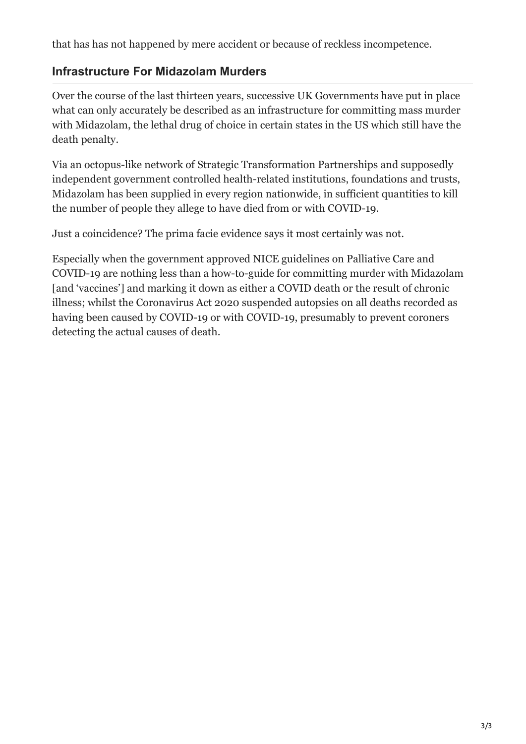that has has not happened by mere accident or because of reckless incompetence.

## Infrastructure For Midazolam Murders

Over the course of the last thirteen years, successive UK Governments have put in place what can only accurately be described as an infrastructure for committing mass murder with Midazolam, the lethal drug of choice in certain states in the US which still have the death penalty.

Via an octopus-like network of Strategic Transformation Partnerships and supposedly independent government controlled health-related institutions, foundations and trusts, Midazolam has been supplied in every region nationwide, in sufficient quantities to kill the number of people they allege to have died from or with COVID-19.

Just a coincidence? The prima facie evidence says it most certainly was not.

Especially when the government approved NICE guidelines on Palliative Care and COVID-19 are nothing less than a how-to-guide for committing murder with Midazolam [and 'vaccines'] and marking it down as either a COVID death or the result of chronic illness; whilst the Coronavirus Act 2020 suspended autopsies on all deaths recorded as having been caused by COVID-19 or with COVID-19, presumably to prevent coroners detecting the actual causes of death.